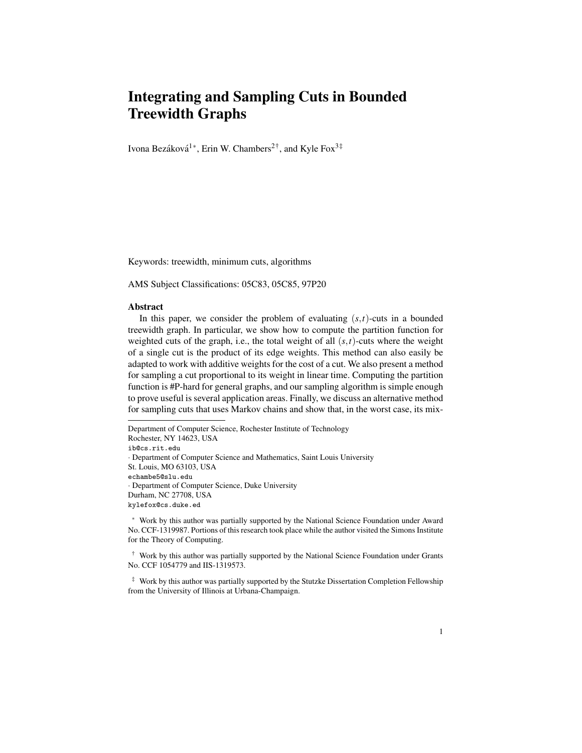# Integrating and Sampling Cuts in Bounded Treewidth Graphs

Ivona Bezáková[1*], Erin W. Chambers[2†], and Kyle Fox[3‡]

Keywords: treewidth, minimum cuts, algorithms

AMS Subject Classifications: 05C83, 05C85, 97P20

### Abstract

In this paper, we consider the problem of evaluating $(s,t)$-cuts in a bounded treewidth graph. In particular, we show how to compute the partition function for weighted cuts of the graph, i.e., the total weight of all $(s,t)$-cuts where the weight of a single cut is the product of its edge weights. This method can also easily be adapted to work with additive weights for the cost of a cut. We also present a method for sampling a cut proportional to its weight in linear time. Computing the partition function is #P-hard for general graphs, and our sampling algorithm is simple enough to prove useful is several application areas. Finally, we discuss an alternative method for sampling cuts that uses Markov chains and show that, in the worst case, its mix-

---

Department of Computer Science, Rochester Institute of Technology
Rochester, NY 14623, USA
ib@cs.rit.edu
· Department of Computer Science and Mathematics, Saint Louis University
St. Louis, MO 63103, USA
echambe5@slu.edu
· Department of Computer Science, Duke University
Durham, NC 27708, USA
kylefox@cs.duke.ed

[*] Work by this author was partially supported by the National Science Foundation under Award No. CCF-1319987. Portions of this research took place while the author visited the Simons Institute for the Theory of Computing.

[†] Work by this author was partially supported by the National Science Foundation under Grants No. CCF 1054779 and IIS-1319573.

[‡] Work by this author was partially supported by the Stutzke Dissertation Completion Fellowship from the University of Illinois at Urbana-Champaign.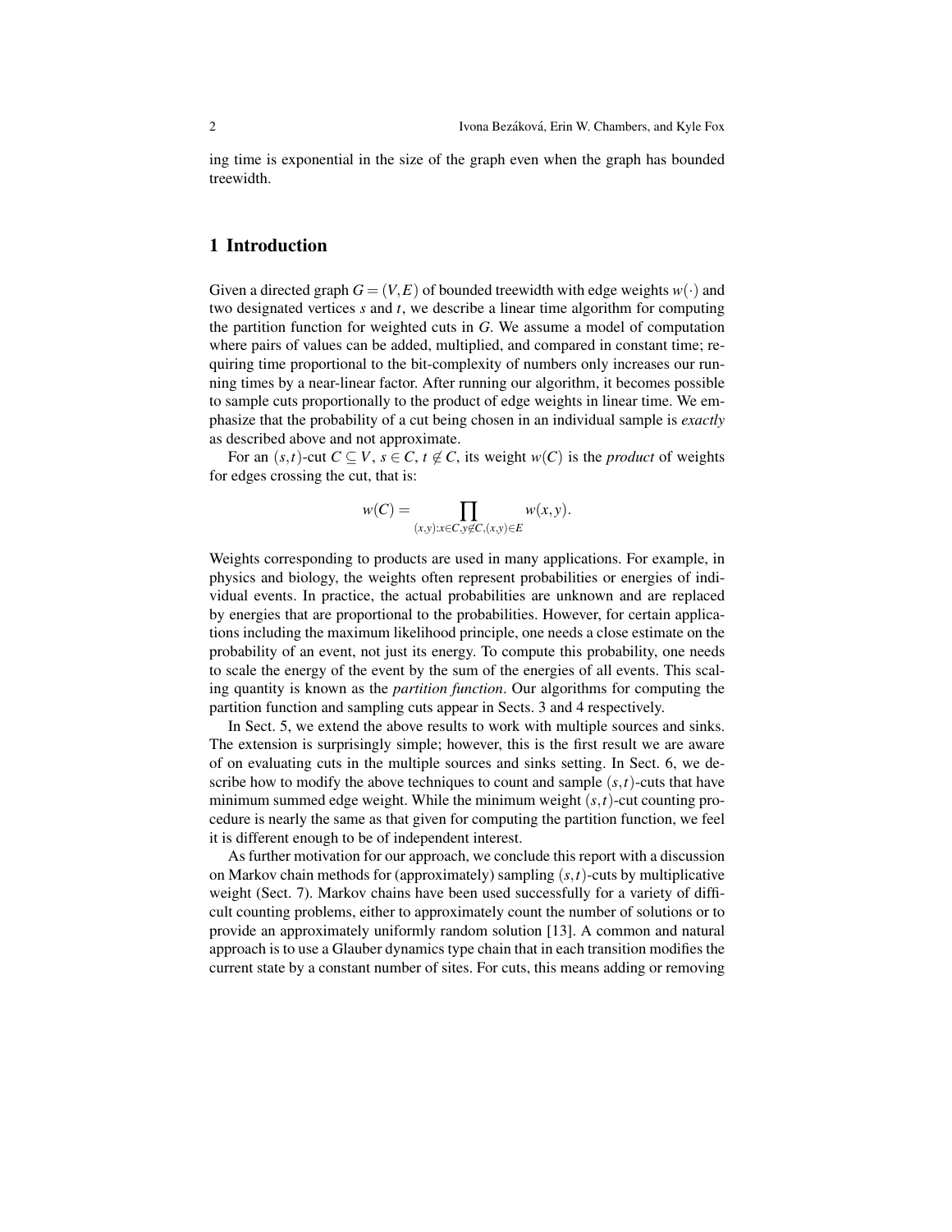ing time is exponential in the size of the graph even when the graph has bounded treewidth.

## 1 Introduction

Given a directed graph $G = (V,E)$ of bounded treewidth with edge weights $w(\cdot)$ and two designated vertices $s$ and $t$, we describe a linear time algorithm for computing the partition function for weighted cuts in $G$. We assume a model of computation where pairs of values can be added, multiplied, and compared in constant time; requiring time proportional to the bit-complexity of numbers only increases our running times by a near-linear factor. After running our algorithm, it becomes possible to sample cuts proportionally to the product of edge weights in linear time. We emphasize that the probability of a cut being chosen in an individual sample is *exactly* as described above and not approximate.

For an $(s,t)$-cut $C \subseteq V$, $s \in C$, $t \notin C$, its weight $w(C)$ is the *product* of weights for edges crossing the cut, that is:

$$w(C) = \prod_{(x,y): x \in C, y \notin C, (x,y) \in E} w(x,y).$$

Weights corresponding to products are used in many applications. For example, in physics and biology, the weights often represent probabilities or energies of individual events. In practice, the actual probabilities are unknown and are replaced by energies that are proportional to the probabilities. However, for certain applications including the maximum likelihood principle, one needs a close estimate on the probability of an event, not just its energy. To compute this probability, one needs to scale the energy of the event by the sum of the energies of all events. This scaling quantity is known as the *partition function*. Our algorithms for computing the partition function and sampling cuts appear in Sects. 3 and 4 respectively.

In Sect. 5, we extend the above results to work with multiple sources and sinks. The extension is surprisingly simple; however, this is the first result we are aware of on evaluating cuts in the multiple sources and sinks setting. In Sect. 6, we describe how to modify the above techniques to count and sample $(s,t)$-cuts that have minimum summed edge weight. While the minimum weight $(s,t)$-cut counting procedure is nearly the same as that given for computing the partition function, we feel it is different enough to be of independent interest.

As further motivation for our approach, we conclude this report with a discussion on Markov chain methods for (approximately) sampling $(s,t)$-cuts by multiplicative weight (Sect. 7). Markov chains have been used successfully for a variety of difficult counting problems, either to approximately count the number of solutions or to provide an approximately uniformly random solution [13]. A common and natural approach is to use a Glauber dynamics type chain that in each transition modifies the current state by a constant number of sites. For cuts, this means adding or removing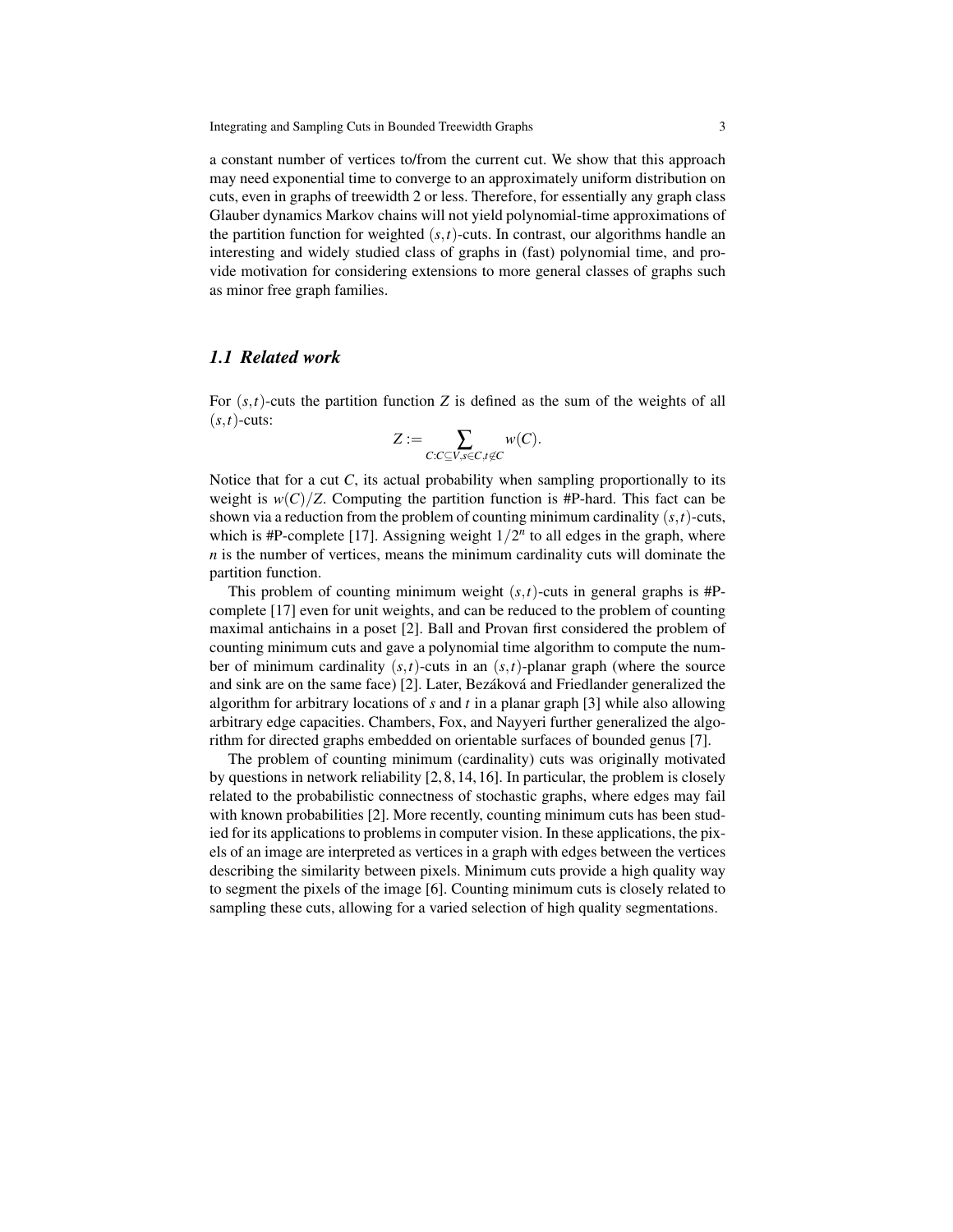a constant number of vertices to/from the current cut. We show that this approach may need exponential time to converge to an approximately uniform distribution on cuts, even in graphs of treewidth 2 or less. Therefore, for essentially any graph class Glauber dynamics Markov chains will not yield polynomial-time approximations of the partition function for weighted $(s,t)$-cuts. In contrast, our algorithms handle an interesting and widely studied class of graphs in (fast) polynomial time, and provide motivation for considering extensions to more general classes of graphs such as minor free graph families.

### *1.1 Related work*

For $(s,t)$-cuts the partition function $Z$ is defined as the sum of the weights of all $(s,t)$-cuts:

$$Z := \sum_{C: C \subseteq V, s \in C, t \notin C} w(C).$$

Notice that for a cut $C$, its actual probability when sampling proportionally to its weight is $w(C)/Z$. Computing the partition function is #P-hard. This fact can be shown via a reduction from the problem of counting minimum cardinality $(s,t)$-cuts, which is #P-complete [17]. Assigning weight $1/2^n$ to all edges in the graph, where $n$ is the number of vertices, means the minimum cardinality cuts will dominate the partition function.

This problem of counting minimum weight $(s,t)$-cuts in general graphs is #P-complete [17] even for unit weights, and can be reduced to the problem of counting maximal antichains in a poset [2]. Ball and Provan first considered the problem of counting minimum cuts and gave a polynomial time algorithm to compute the number of minimum cardinality $(s,t)$-cuts in an $(s,t)$-planar graph (where the source and sink are on the same face) [2]. Later, Bezáková and Friedlander generalized the algorithm for arbitrary locations of $s$ and $t$ in a planar graph [3] while also allowing arbitrary edge capacities. Chambers, Fox, and Nayyeri further generalized the algorithm for directed graphs embedded on orientable surfaces of bounded genus [7].

The problem of counting minimum (cardinality) cuts was originally motivated by questions in network reliability [2, 8, 14, 16]. In particular, the problem is closely related to the probabilistic connectness of stochastic graphs, where edges may fail with known probabilities [2]. More recently, counting minimum cuts has been studied for its applications to problems in computer vision. In these applications, the pixels of an image are interpreted as vertices in a graph with edges between the vertices describing the similarity between pixels. Minimum cuts provide a high quality way to segment the pixels of the image [6]. Counting minimum cuts is closely related to sampling these cuts, allowing for a varied selection of high quality segmentations.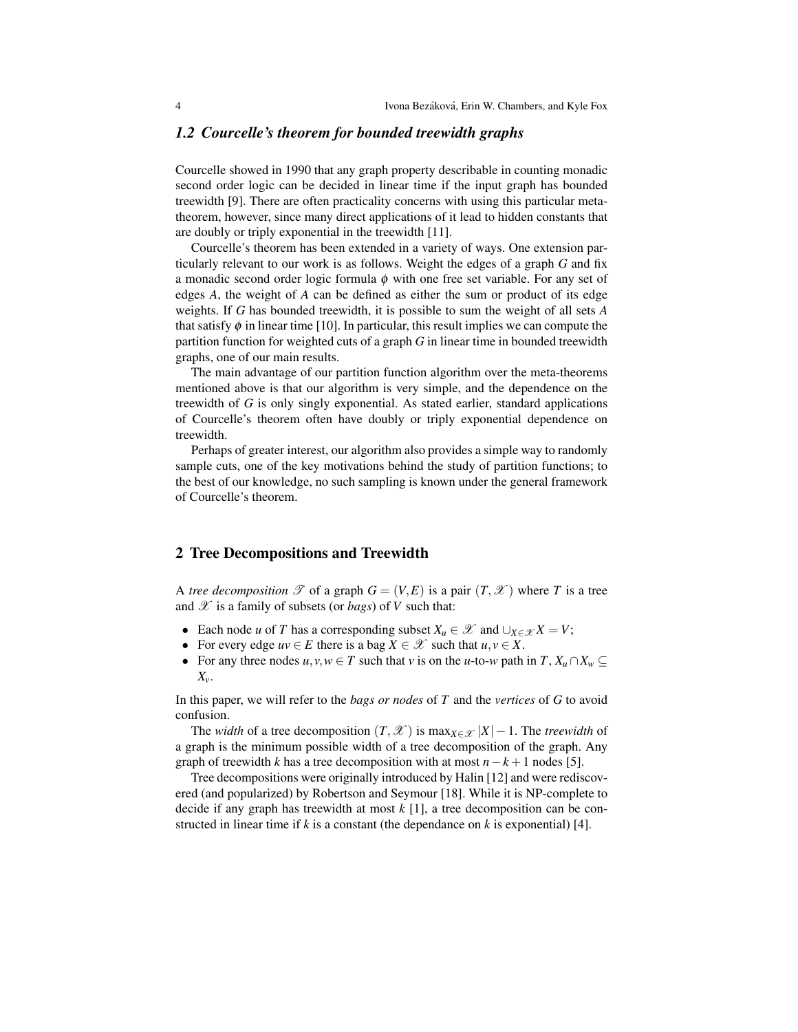### 1.2 Courcelle's theorem for bounded treewidth graphs

Courcelle showed in 1990 that any graph property describable in counting monadic second order logic can be decided in linear time if the input graph has bounded treewidth [9]. There are often practicality concerns with using this particular meta-theorem, however, since many direct applications of it lead to hidden constants that are doubly or triply exponential in the treewidth [11].

Courcelle's theorem has been extended in a variety of ways. One extension particularly relevant to our work is as follows. Weight the edges of a graph $G$ and fix a monadic second order logic formula $\phi$ with one free set variable. For any set of edges $A$, the weight of $A$ can be defined as either the sum or product of its edge weights. If $G$ has bounded treewidth, it is possible to sum the weight of all sets $A$ that satisfy $\phi$ in linear time [10]. In particular, this result implies we can compute the partition function for weighted cuts of a graph $G$ in linear time in bounded treewidth graphs, one of our main results.

The main advantage of our partition function algorithm over the meta-theorems mentioned above is that our algorithm is very simple, and the dependence on the treewidth of $G$ is only singly exponential. As stated earlier, standard applications of Courcelle's theorem often have doubly or triply exponential dependence on treewidth.

Perhaps of greater interest, our algorithm also provides a simple way to randomly sample cuts, one of the key motivations behind the study of partition functions; to the best of our knowledge, no such sampling is known under the general framework of Courcelle's theorem.

## 2 Tree Decompositions and Treewidth

A *tree decomposition* $\mathscr{T}$ of a graph $G = (V,E)$ is a pair $(T, \mathscr{X})$ where $T$ is a tree and $\mathscr{X}$ is a family of subsets (or *bags*) of $V$ such that:

- Each node $u$ of $T$ has a corresponding subset $X_u \in \mathscr{X}$ and $\cup_{X \in \mathscr{X}} X = V$;
- For every edge $uv \in E$ there is a bag $X \in \mathscr{X}$ such that $u, v \in X$.
- For any three nodes $u, v, w \in T$ such that $v$ is on the $u$-to-$w$ path in $T$, $X_u \cap X_w \subseteq X_v$.

In this paper, we will refer to the *bags or nodes* of $T$ and the *vertices* of $G$ to avoid confusion.

The *width* of a tree decomposition $(T, \mathscr{X})$ is $\max_{X \in \mathscr{X}} |X| - 1$. The *treewidth* of a graph is the minimum possible width of a tree decomposition of the graph. Any graph of treewidth $k$ has a tree decomposition with at most $n - k + 1$ nodes [5].

Tree decompositions were originally introduced by Halin [12] and were rediscovered (and popularized) by Robertson and Seymour [18]. While it is NP-complete to decide if any graph has treewidth at most $k$ [1], a tree decomposition can be constructed in linear time if $k$ is a constant (the dependance on $k$ is exponential) [4].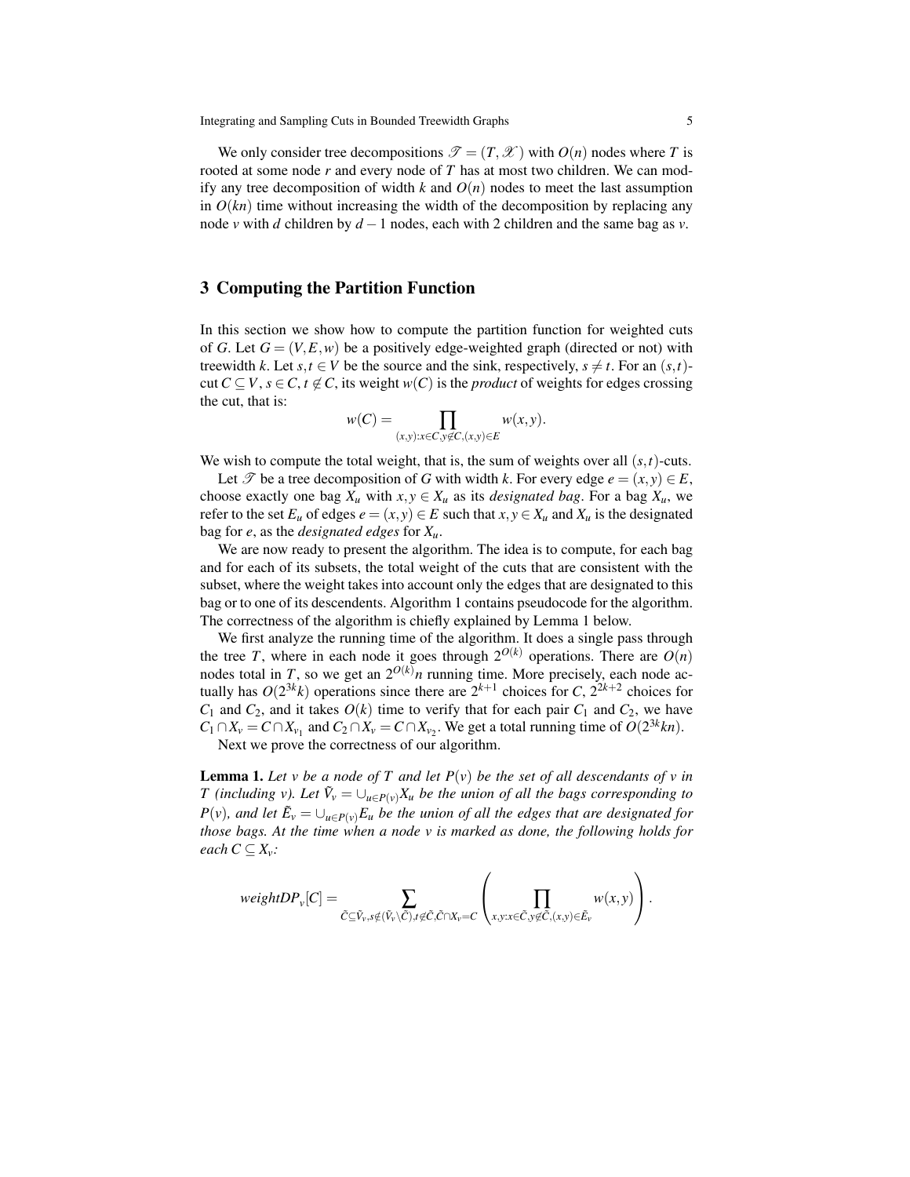We only consider tree decompositions $\mathscr{T} = (T, \mathscr{X})$ with $O(n)$ nodes where $T$ is rooted at some node $r$ and every node of $T$ has at most two children. We can modify any tree decomposition of width $k$ and $O(n)$ nodes to meet the last assumption in $O(kn)$ time without increasing the width of the decomposition by replacing any node $v$ with $d$ children by $d-1$ nodes, each with 2 children and the same bag as $v$.

## 3 Computing the Partition Function

In this section we show how to compute the partition function for weighted cuts of $G$. Let $G = (V, E, w)$ be a positively edge-weighted graph (directed or not) with treewidth $k$. Let $s, t \in V$ be the source and the sink, respectively, $s \neq t$. For an $(s,t)$-cut $C \subseteq V$, $s \in C$, $t \notin C$, its weight $w(C)$ is the *product* of weights for edges crossing the cut, that is:

$$w(C) = \prod_{(x,y):x \in C, y \notin C, (x,y) \in E} w(x,y).$$

We wish to compute the total weight, that is, the sum of weights over all $(s,t)$-cuts.

Let $\mathscr{T}$ be a tree decomposition of $G$ with width $k$. For every edge $e = (x,y) \in E$, choose exactly one bag $X_u$ with $x, y \in X_u$ as its *designated bag*. For a bag $X_u$, we refer to the set $E_u$ of edges $e = (x,y) \in E$ such that $x, y \in X_u$ and $X_u$ is the designated bag for $e$, as the *designated edges* for $X_u$.

We are now ready to present the algorithm. The idea is to compute, for each bag and for each of its subsets, the total weight of the cuts that are consistent with the subset, where the weight takes into account only the edges that are designated to this bag or to one of its descendents. Algorithm 1 contains pseudocode for the algorithm. The correctness of the algorithm is chiefly explained by Lemma 1 below.

We first analyze the running time of the algorithm. It does a single pass through the tree $T$, where in each node it goes through $2^{O(k)}$ operations. There are $O(n)$ nodes total in $T$, so we get an $2^{O(k)}n$ running time. More precisely, each node actually has $O(2^{3k}k)$ operations since there are $2^{k+1}$ choices for $C$, $2^{2k+2}$ choices for $C_1$ and $C_2$, and it takes $O(k)$ time to verify that for each pair $C_1$ and $C_2$, we have $C_1 \cap X_v = C \cap X_{v_1}$ and $C_2 \cap X_v = C \cap X_{v_2}$. We get a total running time of $O(2^{3k}kn)$.

Next we prove the correctness of our algorithm.

**Lemma 1.** *Let $v$ be a node of $T$ and let $P(v)$ be the set of all descendants of $v$ in $T$ (including $v$). Let $\tilde{V}_v = \cup_{u \in P(v)} X_u$ be the union of all the bags corresponding to $P(v)$, and let $\tilde{E}_v = \cup_{u \in P(v)} E_u$ be the union of all the edges that are designated for those bags. At the time when a node $v$ is marked as done, the following holds for each $C \subseteq X_v$:*

$$weightDP_v[C] = \sum_{\tilde{C} \subseteq \tilde{V}_v, s \notin (\tilde{V}_v \setminus \tilde{C}), t \notin \tilde{C}, \tilde{C} \cap X_v = C} \left( \prod_{x,y: x \in \tilde{C}, y \notin \tilde{C}, (x,y) \in \tilde{E}_v} w(x,y) \right).$$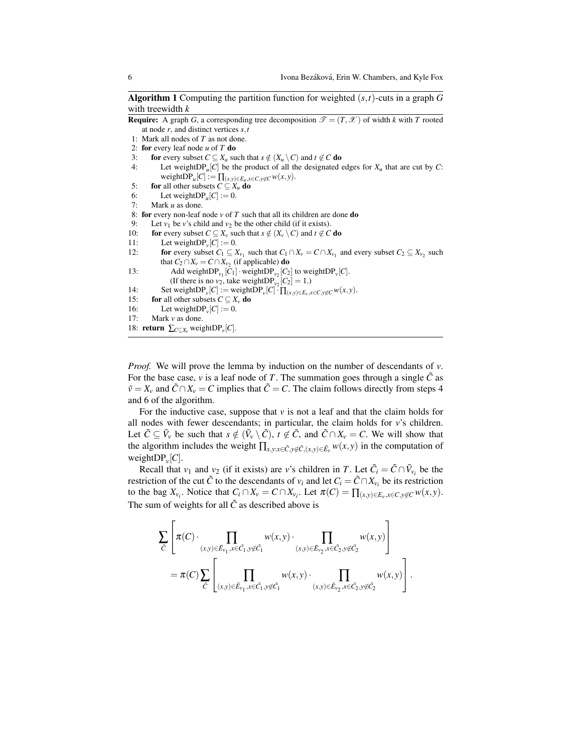**Algorithm 1** Computing the partition function for weighted $(s,t)$-cuts in a graph $G$ with treewidth $k$

**Require:** A graph $G$, a corresponding tree decomposition $\mathscr{T} = (T, \mathscr{X})$ of width $k$ with $T$ rooted at node $r$, and distinct vertices $s, t$

1: Mark all nodes of $T$ as not done.
2: **for** every leaf node $u$ of $T$ **do**
3: &nbsp;&nbsp;&nbsp;&nbsp;**for** every subset $C \subseteq X_u$ such that $s \notin (X_u \setminus C)$ and $t \notin C$ **do**
4: &nbsp;&nbsp;&nbsp;&nbsp;&nbsp;&nbsp;&nbsp;&nbsp;Let weightDP$_u[C]$ be the product of all the designated edges for $X_u$ that are cut by $C$: weightDP$_u[C] := \prod_{(x,y) \in E_u, x \in C, y \notin C} w(x,y)$.
5: &nbsp;&nbsp;&nbsp;&nbsp;**for** all other subsets $C \subseteq X_u$ **do**
6: &nbsp;&nbsp;&nbsp;&nbsp;&nbsp;&nbsp;&nbsp;&nbsp;Let weightDP$_u[C] := 0$.
7: &nbsp;&nbsp;&nbsp;&nbsp;Mark $u$ as done.
8: **for** every non-leaf node $v$ of $T$ such that all its children are done **do**
9: &nbsp;&nbsp;&nbsp;&nbsp;Let $v_1$ be $v$'s child and $v_2$ be the other child (if it exists).
10: &nbsp;&nbsp;&nbsp;&nbsp;**for** every subset $C \subseteq X_v$ such that $s \notin (X_v \setminus C)$ and $t \notin C$ **do**
11: &nbsp;&nbsp;&nbsp;&nbsp;&nbsp;&nbsp;&nbsp;&nbsp;Let weightDP$_v[C] := 0$.
12: &nbsp;&nbsp;&nbsp;&nbsp;&nbsp;&nbsp;&nbsp;&nbsp;**for** every subset $C_1 \subseteq X_{v_1}$ such that $C_1 \cap X_v = C \cap X_{v_1}$ and every subset $C_2 \subseteq X_{v_2}$ such that $C_2 \cap X_v = C \cap X_{v_2}$ (if applicable) **do**
13: &nbsp;&nbsp;&nbsp;&nbsp;&nbsp;&nbsp;&nbsp;&nbsp;&nbsp;&nbsp;&nbsp;&nbsp;Add weightDP$_{v_1}[C_1] \cdot$ weightDP$_{v_2}[C_2]$ to weightDP$_v[C]$. (If there is no $v_2$, take weightDP$_{v_2}[C_2] = 1$.)
14: &nbsp;&nbsp;&nbsp;&nbsp;&nbsp;&nbsp;&nbsp;&nbsp;Set weightDP$_v[C] :=$ weightDP$_v[C] \cdot \prod_{(x,y) \in E_v, x \in C, y \notin C} w(x,y)$.
15: &nbsp;&nbsp;&nbsp;&nbsp;**for** all other subsets $C \subseteq X_v$ **do**
16: &nbsp;&nbsp;&nbsp;&nbsp;&nbsp;&nbsp;&nbsp;&nbsp;Let weightDP$_v[C] := 0$.
17: &nbsp;&nbsp;&nbsp;&nbsp;Mark $v$ as done.
18: **return** $\sum_{C \subseteq X_r}$ weightDP$_r[C]$.

*Proof.* We will prove the lemma by induction on the number of descendants of $v$. For the base case, $v$ is a leaf node of $T$. The summation goes through a single $\tilde{C}$ as $\tilde{v} = X_v$ and $\tilde{C} \cap X_v = C$ implies that $\tilde{C} = C$. The claim follows directly from steps 4 and 6 of the algorithm.

For the inductive case, suppose that $v$ is not a leaf and that the claim holds for all nodes with fewer descendants; in particular, the claim holds for $v$'s children. Let $\tilde{C} \subseteq \tilde{V}_v$ be such that $s \notin (\tilde{V}_v \setminus \tilde{C})$, $t \notin \tilde{C}$, and $\tilde{C} \cap X_v = C$. We will show that the algorithm includes the weight $\prod_{x,y: x \in \tilde{C}, y \notin \tilde{C}, (x,y) \in \tilde{E}_v} w(x,y)$ in the computation of weightDP$_v[C]$.

Recall that $v_1$ and $v_2$ (if it exists) are $v$'s children in $T$. Let $\tilde{C}_i = \tilde{C} \cap \tilde{V}_{v_i}$ be the restriction of the cut $\tilde{C}$ to the descendants of $v_i$ and let $C_i = \tilde{C} \cap X_{v_i}$ be its restriction to the bag $X_{v_i}$. Notice that $C_i \cap X_v = C \cap X_{v_i}$. Let $\pi(C) = \prod_{(x,y) \in E_v, x \in C, y \notin C} w(x,y)$. The sum of weights for all $\tilde{C}$ as described above is

$$\sum_{\tilde{C}} \left[ \pi(C) \cdot \prod_{(x,y) \in \tilde{E}_{v_1}, x \in \tilde{C}_1, y \notin \tilde{C}_1} w(x,y) \cdot \prod_{(x,y) \in \tilde{E}_{v_2}, x \in \tilde{C}_2, y \notin \tilde{C}_2} w(x,y) \right]$$

$$= \pi(C) \sum_{\tilde{C}} \left[ \prod_{(x,y) \in \tilde{E}_{v_1}, x \in \tilde{C}_1, y \notin \tilde{C}_1} w(x,y) \cdot \prod_{(x,y) \in \tilde{E}_{v_2}, x \in \tilde{C}_2, y \notin \tilde{C}_2} w(x,y) \right].$$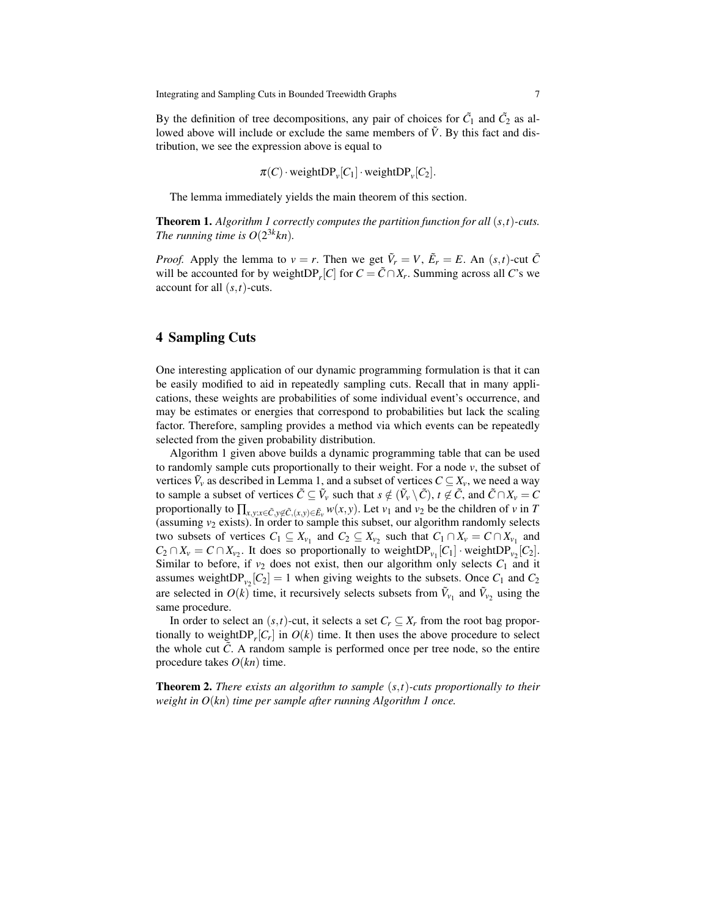By the definition of tree decompositions, any pair of choices for $\tilde{C_1}$ and $\tilde{C_2}$ as allowed above will include or exclude the same members of $\tilde{V}$. By this fact and distribution, we see the expression above is equal to

$$\pi(C) \cdot \text{weightDP}_v[C_1] \cdot \text{weightDP}_v[C_2].$$

The lemma immediately yields the main theorem of this section.

**Theorem 1.** *Algorithm 1 correctly computes the partition function for all $(s,t)$-cuts. The running time is $O(2^{3k}kn)$.*

*Proof.* Apply the lemma to $v = r$. Then we get $\tilde{V}_r = V$, $\tilde{E}_r = E$. An $(s,t)$-cut $\tilde{C}$ will be accounted for by $\text{weightDP}_r[C]$ for $C = \tilde{C} \cap X_r$. Summing across all $C$'s we account for all $(s,t)$-cuts.

## 4 Sampling Cuts

One interesting application of our dynamic programming formulation is that it can be easily modified to aid in repeatedly sampling cuts. Recall that in many applications, these weights are probabilities of some individual event's occurrence, and may be estimates or energies that correspond to probabilities but lack the scaling factor. Therefore, sampling provides a method via which events can be repeatedly selected from the given probability distribution.

Algorithm 1 given above builds a dynamic programming table that can be used to randomly sample cuts proportionally to their weight. For a node $v$, the subset of vertices $\tilde{V}_v$ as described in Lemma 1, and a subset of vertices $C \subseteq X_v$, we need a way to sample a subset of vertices $\tilde{C} \subseteq \tilde{V}_v$ such that $s \notin (\tilde{V}_v \setminus \tilde{C})$, $t \notin \tilde{C}$, and $\tilde{C} \cap X_v = C$ proportionally to $\prod_{x,y: x \in \tilde{C}, y \notin \tilde{C}, (x,y) \in \tilde{E}_v} w(x,y)$. Let $v_1$ and $v_2$ be the children of $v$ in $T$ (assuming $v_2$ exists). In order to sample this subset, our algorithm randomly selects two subsets of vertices $C_1 \subseteq X_{v_1}$ and $C_2 \subseteq X_{v_2}$ such that $C_1 \cap X_v = C \cap X_{v_1}$ and $C_2 \cap X_v = C \cap X_{v_2}$. It does so proportionally to $\text{weightDP}_{v_1}[C_1] \cdot \text{weightDP}_{v_2}[C_2]$. Similar to before, if $v_2$ does not exist, then our algorithm only selects $C_1$ and it assumes $\text{weightDP}_{v_2}[C_2] = 1$ when giving weights to the subsets. Once $C_1$ and $C_2$ are selected in $O(k)$ time, it recursively selects subsets from $\tilde{V}_{v_1}$ and $\tilde{V}_{v_2}$ using the same procedure.

In order to select an $(s,t)$-cut, it selects a set $C_r \subseteq X_r$ from the root bag proportionally to $\text{weightDP}_r[C_r]$ in $O(k)$ time. It then uses the above procedure to select the whole cut $\tilde{C}$. A random sample is performed once per tree node, so the entire procedure takes $O(kn)$ time.

**Theorem 2.** *There exists an algorithm to sample $(s,t)$-cuts proportionally to their weight in $O(kn)$ time per sample after running Algorithm 1 once.*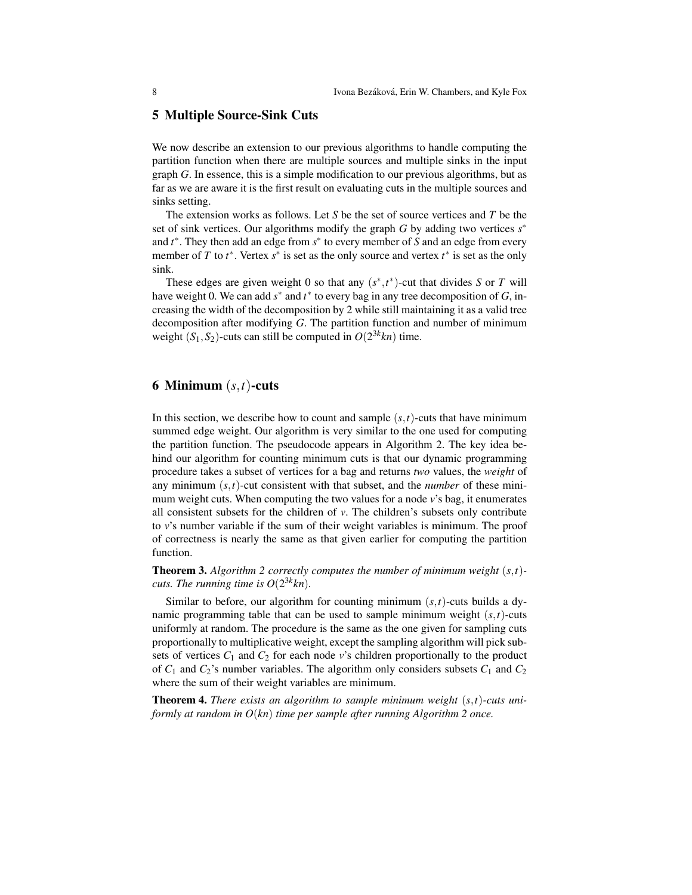## 5 Multiple Source-Sink Cuts

We now describe an extension to our previous algorithms to handle computing the partition function when there are multiple sources and multiple sinks in the input graph $G$. In essence, this is a simple modification to our previous algorithms, but as far as we are aware it is the first result on evaluating cuts in the multiple sources and sinks setting.

The extension works as follows. Let $S$ be the set of source vertices and $T$ be the set of sink vertices. Our algorithms modify the graph $G$ by adding two vertices $s^*$ and $t^*$. They then add an edge from $s^*$ to every member of $S$ and an edge from every member of $T$ to $t^*$. Vertex $s^*$ is set as the only source and vertex $t^*$ is set as the only sink.

These edges are given weight 0 so that any $(s^*, t^*)$-cut that divides $S$ or $T$ will have weight 0. We can add $s^*$ and $t^*$ to every bag in any tree decomposition of $G$, increasing the width of the decomposition by 2 while still maintaining it as a valid tree decomposition after modifying $G$. The partition function and number of minimum weight $(S_1, S_2)$-cuts can still be computed in $O(2^{3k}kn)$ time.

## 6 Minimum $(s,t)$-cuts

In this section, we describe how to count and sample $(s,t)$-cuts that have minimum summed edge weight. Our algorithm is very similar to the one used for computing the partition function. The pseudocode appears in Algorithm 2. The key idea behind our algorithm for counting minimum cuts is that our dynamic programming procedure takes a subset of vertices for a bag and returns *two* values, the *weight* of any minimum $(s,t)$-cut consistent with that subset, and the *number* of these minimum weight cuts. When computing the two values for a node $v$'s bag, it enumerates all consistent subsets for the children of $v$. The children's subsets only contribute to $v$'s number variable if the sum of their weight variables is minimum. The proof of correctness is nearly the same as that given earlier for computing the partition function.

**Theorem 3.** *Algorithm 2 correctly computes the number of minimum weight $(s,t)$-cuts. The running time is $O(2^{3k}kn)$.*

Similar to before, our algorithm for counting minimum $(s,t)$-cuts builds a dynamic programming table that can be used to sample minimum weight $(s,t)$-cuts uniformly at random. The procedure is the same as the one given for sampling cuts proportionally to multiplicative weight, except the sampling algorithm will pick subsets of vertices $C_1$ and $C_2$ for each node $v$'s children proportionally to the product of $C_1$ and $C_2$'s number variables. The algorithm only considers subsets $C_1$ and $C_2$ where the sum of their weight variables are minimum.

**Theorem 4.** *There exists an algorithm to sample minimum weight $(s,t)$-cuts uniformly at random in $O(kn)$ time per sample after running Algorithm 2 once.*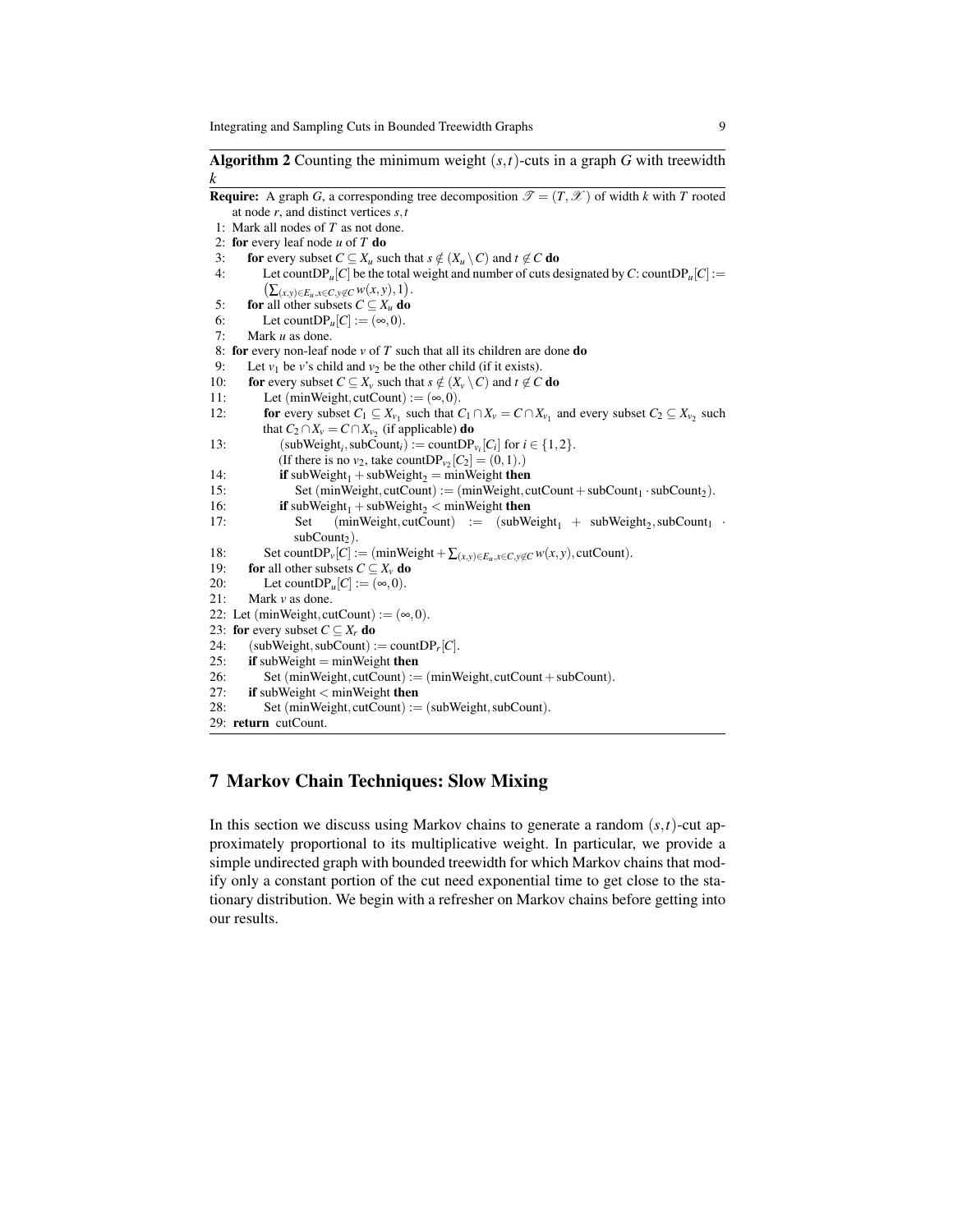**Algorithm 2** Counting the minimum weight $(s,t)$-cuts in a graph $G$ with treewidth $k$

**Require:** A graph $G$, a corresponding tree decomposition $\mathscr{T} = (T, \mathscr{X})$ of width $k$ with $T$ rooted at node $r$, and distinct vertices $s,t$

1: Mark all nodes of $T$ as not done.
2: **for** every leaf node $u$ of $T$ **do**
3: &nbsp;&nbsp;&nbsp;&nbsp;**for** every subset $C \subseteq X_u$ such that $s \notin (X_u \setminus C)$ and $t \notin C$ **do**
4: &nbsp;&nbsp;&nbsp;&nbsp;&nbsp;&nbsp;&nbsp;&nbsp;Let countDP$_u[C]$ be the total weight and number of cuts designated by $C$: countDP$_u[C] := \left(\sum_{(x,y)\in E_u, x\in C, y\notin C} w(x,y), 1\right)$.
5: &nbsp;&nbsp;&nbsp;&nbsp;**for** all other subsets $C \subseteq X_u$ **do**
6: &nbsp;&nbsp;&nbsp;&nbsp;&nbsp;&nbsp;&nbsp;&nbsp;Let countDP$_u[C] := (\infty, 0)$.
7: &nbsp;&nbsp;&nbsp;&nbsp;Mark $u$ as done.
8: **for** every non-leaf node $v$ of $T$ such that all its children are done **do**
9: &nbsp;&nbsp;&nbsp;&nbsp;Let $v_1$ be $v$'s child and $v_2$ be the other child (if it exists).
10: &nbsp;&nbsp;&nbsp;&nbsp;**for** every subset $C \subseteq X_v$ such that $s \notin (X_v \setminus C)$ and $t \notin C$ **do**
11: &nbsp;&nbsp;&nbsp;&nbsp;&nbsp;&nbsp;&nbsp;&nbsp;Let (minWeight, cutCount) $:= (\infty, 0)$.
12: &nbsp;&nbsp;&nbsp;&nbsp;&nbsp;&nbsp;&nbsp;&nbsp;**for** every subset $C_1 \subseteq X_{v_1}$ such that $C_1 \cap X_v = C \cap X_{v_1}$ and every subset $C_2 \subseteq X_{v_2}$ such that $C_2 \cap X_v = C \cap X_{v_2}$ (if applicable) **do**
13: &nbsp;&nbsp;&nbsp;&nbsp;&nbsp;&nbsp;&nbsp;&nbsp;&nbsp;&nbsp;&nbsp;&nbsp;(subWeight$_i$, subCount$_i$) := countDP$_{v_i}[C_i]$ for $i \in \{1,2\}$. (If there is no $v_2$, take countDP$_{v_2}[C_2] = (0,1)$.)
14: &nbsp;&nbsp;&nbsp;&nbsp;&nbsp;&nbsp;&nbsp;&nbsp;&nbsp;&nbsp;&nbsp;&nbsp;**if** subWeight$_1$ + subWeight$_2$ = minWeight **then**
15: &nbsp;&nbsp;&nbsp;&nbsp;&nbsp;&nbsp;&nbsp;&nbsp;&nbsp;&nbsp;&nbsp;&nbsp;&nbsp;&nbsp;&nbsp;&nbsp;Set (minWeight, cutCount) := (minWeight, cutCount + subCount$_1 \cdot$ subCount$_2$).
16: &nbsp;&nbsp;&nbsp;&nbsp;&nbsp;&nbsp;&nbsp;&nbsp;&nbsp;&nbsp;&nbsp;&nbsp;**if** subWeight$_1$ + subWeight$_2$ < minWeight **then**
17: &nbsp;&nbsp;&nbsp;&nbsp;&nbsp;&nbsp;&nbsp;&nbsp;&nbsp;&nbsp;&nbsp;&nbsp;&nbsp;&nbsp;&nbsp;&nbsp;Set (minWeight, cutCount) := (subWeight$_1$ + subWeight$_2$, subCount$_1 \cdot$ subCount$_2$).
18: &nbsp;&nbsp;&nbsp;&nbsp;&nbsp;&nbsp;&nbsp;&nbsp;Set countDP$_v[C]$ := (minWeight + $\sum_{(x,y)\in E_u, x\in C, y\notin C} w(x,y)$, cutCount).
19: &nbsp;&nbsp;&nbsp;&nbsp;**for** all other subsets $C \subseteq X_v$ **do**
20: &nbsp;&nbsp;&nbsp;&nbsp;&nbsp;&nbsp;&nbsp;&nbsp;Let countDP$_u[C] := (\infty, 0)$.
21: &nbsp;&nbsp;&nbsp;&nbsp;Mark $v$ as done.
22: Let (minWeight, cutCount) $:= (\infty, 0)$.
23: **for** every subset $C \subseteq X_r$ **do**
24: &nbsp;&nbsp;&nbsp;&nbsp;(subWeight, subCount) := countDP$_r[C]$.
25: &nbsp;&nbsp;&nbsp;&nbsp;**if** subWeight = minWeight **then**
26: &nbsp;&nbsp;&nbsp;&nbsp;&nbsp;&nbsp;&nbsp;&nbsp;Set (minWeight, cutCount) := (minWeight, cutCount + subCount).
27: &nbsp;&nbsp;&nbsp;&nbsp;**if** subWeight < minWeight **then**
28: &nbsp;&nbsp;&nbsp;&nbsp;&nbsp;&nbsp;&nbsp;&nbsp;Set (minWeight, cutCount) := (subWeight, subCount).
29: **return** cutCount.

## 7 Markov Chain Techniques: Slow Mixing

In this section we discuss using Markov chains to generate a random $(s,t)$-cut approximately proportional to its multiplicative weight. In particular, we provide a simple undirected graph with bounded treewidth for which Markov chains that modify only a constant portion of the cut need exponential time to get close to the stationary distribution. We begin with a refresher on Markov chains before getting into our results.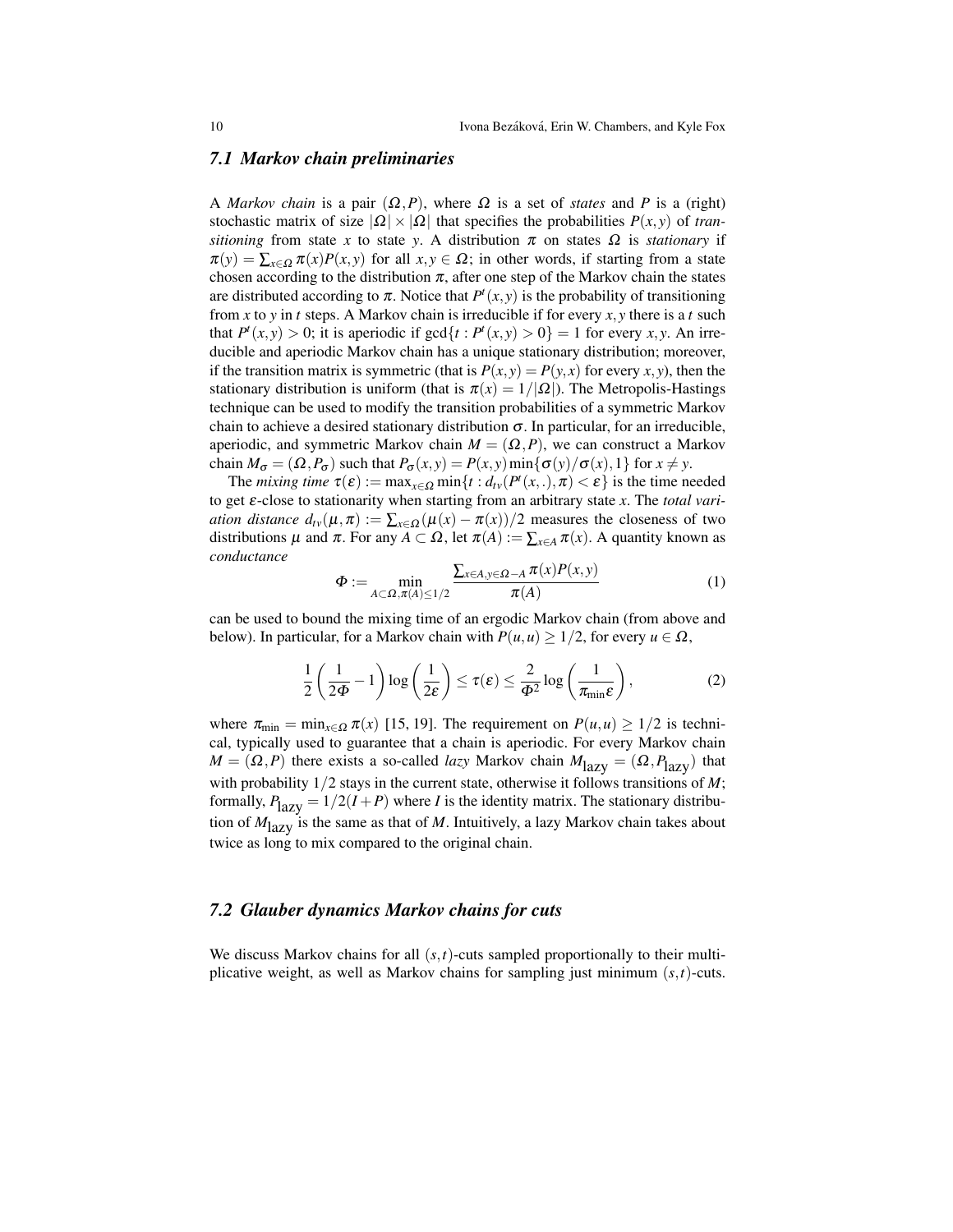### 7.1 Markov chain preliminaries

A *Markov chain* is a pair $(\Omega, P)$, where $\Omega$ is a set of *states* and $P$ is a (right) stochastic matrix of size $|\Omega| \times |\Omega|$ that specifies the probabilities $P(x,y)$ of *transitioning* from state $x$ to state $y$. A distribution $\pi$ on states $\Omega$ is *stationary* if $\pi(y) = \sum_{x \in \Omega} \pi(x) P(x,y)$ for all $x, y \in \Omega$; in other words, if starting from a state chosen according to the distribution $\pi$, after one step of the Markov chain the states are distributed according to $\pi$. Notice that $P^t(x,y)$ is the probability of transitioning from $x$ to $y$ in $t$ steps. A Markov chain is irreducible if for every $x, y$ there is a $t$ such that $P^t(x,y) > 0$; it is aperiodic if $\gcd\{t : P^t(x,y) > 0\} = 1$ for every $x, y$. An irreducible and aperiodic Markov chain has a unique stationary distribution; moreover, if the transition matrix is symmetric (that is $P(x,y) = P(y,x)$ for every $x, y$), then the stationary distribution is uniform (that is $\pi(x) = 1/|\Omega|$). The Metropolis-Hastings technique can be used to modify the transition probabilities of a symmetric Markov chain to achieve a desired stationary distribution $\sigma$. In particular, for an irreducible, aperiodic, and symmetric Markov chain $M = (\Omega, P)$, we can construct a Markov chain $M_\sigma = (\Omega, P_\sigma)$ such that $P_\sigma(x,y) = P(x,y) \min\{\sigma(y)/\sigma(x), 1\}$ for $x \neq y$.

The *mixing time* $\tau(\varepsilon) := \max_{x \in \Omega} \min\{t : d_{tv}(P^t(x,.), \pi) < \varepsilon\}$ is the time needed to get $\varepsilon$-close to stationarity when starting from an arbitrary state $x$. The *total variation distance* $d_{tv}(\mu, \pi) := \sum_{x \in \Omega} (\mu(x) - \pi(x))/2$ measures the closeness of two distributions $\mu$ and $\pi$. For any $A \subset \Omega$, let $\pi(A) := \sum_{x \in A} \pi(x)$. A quantity known as *conductance*

$$\Phi := \min_{A \subset \Omega, \pi(A) \leq 1/2} \frac{\sum_{x \in A, y \in \Omega - A} \pi(x) P(x,y)}{\pi(A)} \tag{1}$$

can be used to bound the mixing time of an ergodic Markov chain (from above and below). In particular, for a Markov chain with $P(u,u) \geq 1/2$, for every $u \in \Omega$,

$$\frac{1}{2}\left(\frac{1}{2\Phi} - 1\right) \log\left(\frac{1}{2\varepsilon}\right) \leq \tau(\varepsilon) \leq \frac{2}{\Phi^2} \log\left(\frac{1}{\pi_{\min}\varepsilon}\right), \tag{2}$$

where $\pi_{\min} = \min_{x \in \Omega} \pi(x)$ [15, 19]. The requirement on $P(u,u) \geq 1/2$ is technical, typically used to guarantee that a chain is aperiodic. For every Markov chain $M = (\Omega, P)$ there exists a so-called *lazy* Markov chain $M_{\text{lazy}} = (\Omega, P_{\text{lazy}})$ that with probability $1/2$ stays in the current state, otherwise it follows transitions of $M$; formally, $P_{\text{lazy}} = 1/2(I + P)$ where $I$ is the identity matrix. The stationary distribution of $M_{\text{lazy}}$ is the same as that of $M$. Intuitively, a lazy Markov chain takes about twice as long to mix compared to the original chain.

### 7.2 Glauber dynamics Markov chains for cuts

We discuss Markov chains for all $(s,t)$-cuts sampled proportionally to their multiplicative weight, as well as Markov chains for sampling just minimum $(s,t)$-cuts.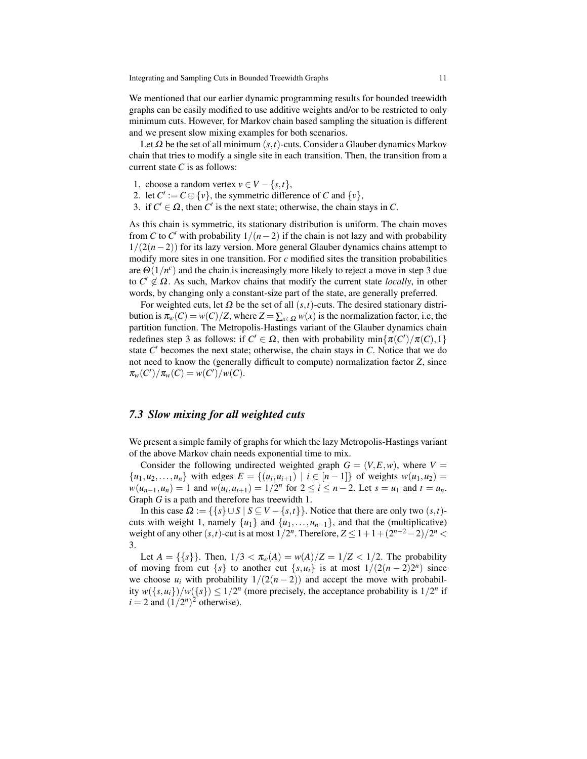We mentioned that our earlier dynamic programming results for bounded treewidth graphs can be easily modified to use additive weights and/or to be restricted to only minimum cuts. However, for Markov chain based sampling the situation is different and we present slow mixing examples for both scenarios.

Let $\Omega$ be the set of all minimum $(s,t)$-cuts. Consider a Glauber dynamics Markov chain that tries to modify a single site in each transition. Then, the transition from a current state $C$ is as follows:

1. choose a random vertex $v \in V - \{s,t\}$,
2. let $C' := C \oplus \{v\}$, the symmetric difference of $C$ and $\{v\}$,
3. if $C' \in \Omega$, then $C'$ is the next state; otherwise, the chain stays in $C$.

As this chain is symmetric, its stationary distribution is uniform. The chain moves from $C$ to $C'$ with probability $1/(n-2)$ if the chain is not lazy and with probability $1/(2(n-2))$ for its lazy version. More general Glauber dynamics chains attempt to modify more sites in one transition. For $c$ modified sites the transition probabilities are $\Theta(1/n^c)$ and the chain is increasingly more likely to reject a move in step 3 due to $C' \notin \Omega$. As such, Markov chains that modify the current state *locally*, in other words, by changing only a constant-size part of the state, are generally preferred.

For weighted cuts, let $\Omega$ be the set of all $(s,t)$-cuts. The desired stationary distribution is $\pi_w(C) = w(C)/Z$, where $Z = \sum_{x \in \Omega} w(x)$ is the normalization factor, i.e, the partition function. The Metropolis-Hastings variant of the Glauber dynamics chain redefines step 3 as follows: if $C' \in \Omega$, then with probability $\min\{\pi(C')/\pi(C), 1\}$ state $C'$ becomes the next state; otherwise, the chain stays in $C$. Notice that we do not need to know the (generally difficult to compute) normalization factor $Z$, since $\pi_w(C')/\pi_w(C) = w(C')/w(C)$.

### 7.3 Slow mixing for all weighted cuts

We present a simple family of graphs for which the lazy Metropolis-Hastings variant of the above Markov chain needs exponential time to mix.

Consider the following undirected weighted graph $G = (V,E,w)$, where $V = \{u_1, u_2, \ldots, u_n\}$ with edges $E = \{(u_i, u_{i+1}) \mid i \in [n-1]\}$ of weights $w(u_1,u_2) = w(u_{n-1},u_n) = 1$ and $w(u_i,u_{i+1}) = 1/2^n$ for $2 \le i \le n-2$. Let $s = u_1$ and $t = u_n$. Graph $G$ is a path and therefore has treewidth 1.

In this case $\Omega := \{\{s\} \cup S \mid S \subseteq V - \{s,t\}\}$. Notice that there are only two $(s,t)$-cuts with weight 1, namely $\{u_1\}$ and $\{u_1, \ldots, u_{n-1}\}$, and that the (multiplicative) weight of any other $(s,t)$-cut is at most $1/2^n$. Therefore, $Z \le 1 + 1 + (2^{n-2} - 2)/2^n < 3$.

Let $A = \{\{s\}\}$. Then, $1/3 < \pi_w(A) = w(A)/Z = 1/Z < 1/2$. The probability of moving from cut $\{s\}$ to another cut $\{s, u_i\}$ is at most $1/(2(n-2)2^n)$ since we choose $u_i$ with probability $1/(2(n-2))$ and accept the move with probability $w(\{s,u_i\})/w(\{s\}) \le 1/2^n$ (more precisely, the acceptance probability is $1/2^n$ if $i = 2$ and $(1/2^n)^2$ otherwise).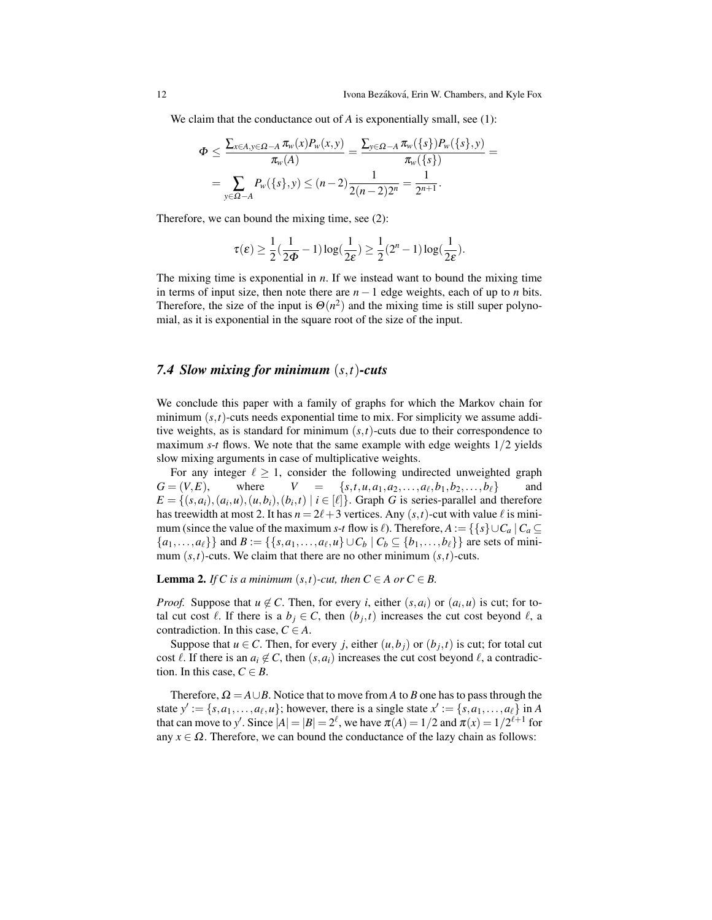We claim that the conductance out of $A$ is exponentially small, see (1):

$$\Phi \leq \frac{\sum_{x\in A, y\in \Omega - A} \pi_w(x) P_w(x,y)}{\pi_w(A)} = \frac{\sum_{y\in\Omega - A} \pi_w(\{s\}) P_w(\{s\},y)}{\pi_w(\{s\})} =$$
$$= \sum_{y\in\Omega - A} P_w(\{s\},y) \leq (n-2)\frac{1}{2(n-2)2^n} = \frac{1}{2^{n+1}}.$$

Therefore, we can bound the mixing time, see (2):

$$\tau(\varepsilon) \geq \frac{1}{2}\left(\frac{1}{2\Phi} - 1\right)\log\left(\frac{1}{2\varepsilon}\right) \geq \frac{1}{2}(2^n - 1)\log\left(\frac{1}{2\varepsilon}\right).$$

The mixing time is exponential in $n$. If we instead want to bound the mixing time in terms of input size, then note there are $n-1$ edge weights, each of up to $n$ bits. Therefore, the size of the input is $\Theta(n^2)$ and the mixing time is still super polynomial, as it is exponential in the square root of the size of the input.

### 7.4 Slow mixing for minimum $(s,t)$-cuts

We conclude this paper with a family of graphs for which the Markov chain for minimum $(s,t)$-cuts needs exponential time to mix. For simplicity we assume additive weights, as is standard for minimum $(s,t)$-cuts due to their correspondence to maximum $s$-$t$ flows. We note that the same example with edge weights $1/2$ yields slow mixing arguments in case of multiplicative weights.

For any integer $\ell \geq 1$, consider the following undirected unweighted graph $G = (V,E)$, where $V = \{s,t,u,a_1,a_2,\dots,a_\ell,b_1,b_2,\dots,b_\ell\}$ and $E = \{(s,a_i),(a_i,u),(u,b_i),(b_i,t) \mid i \in [\ell]\}$. Graph $G$ is series-parallel and therefore has treewidth at most 2. It has $n = 2\ell+3$ vertices. Any $(s,t)$-cut with value $\ell$ is minimum (since the value of the maximum $s$-$t$ flow is $\ell$). Therefore, $A := \{\{s\}\cup C_a \mid C_a \subseteq \{a_1,\dots,a_\ell\}\}$ and $B := \{\{s,a_1,\dots,a_\ell,u\}\cup C_b \mid C_b \subseteq \{b_1,\dots,b_\ell\}\}$ are sets of minimum $(s,t)$-cuts. We claim that there are no other minimum $(s,t)$-cuts.

**Lemma 2.** *If $C$ is a minimum $(s,t)$-cut, then $C \in A$ or $C \in B$.*

*Proof.* Suppose that $u \notin C$. Then, for every $i$, either $(s,a_i)$ or $(a_i,u)$ is cut; for total cut cost $\ell$. If there is a $b_j \in C$, then $(b_j,t)$ increases the cut cost beyond $\ell$, a contradiction. In this case, $C \in A$.

Suppose that $u \in C$. Then, for every $j$, either $(u,b_j)$ or $(b_j,t)$ is cut; for total cut cost $\ell$. If there is an $a_i \notin C$, then $(s,a_i)$ increases the cut cost beyond $\ell$, a contradiction. In this case, $C \in B$.

Therefore, $\Omega = A\cup B$. Notice that to move from $A$ to $B$ one has to pass through the state $y' := \{s,a_1,\dots,a_\ell,u\}$; however, there is a single state $x' := \{s,a_1,\dots,a_\ell\}$ in $A$ that can move to $y'$. Since $|A| = |B| = 2^\ell$, we have $\pi(A) = 1/2$ and $\pi(x) = 1/2^{\ell+1}$ for any $x \in \Omega$. Therefore, we can bound the conductance of the lazy chain as follows: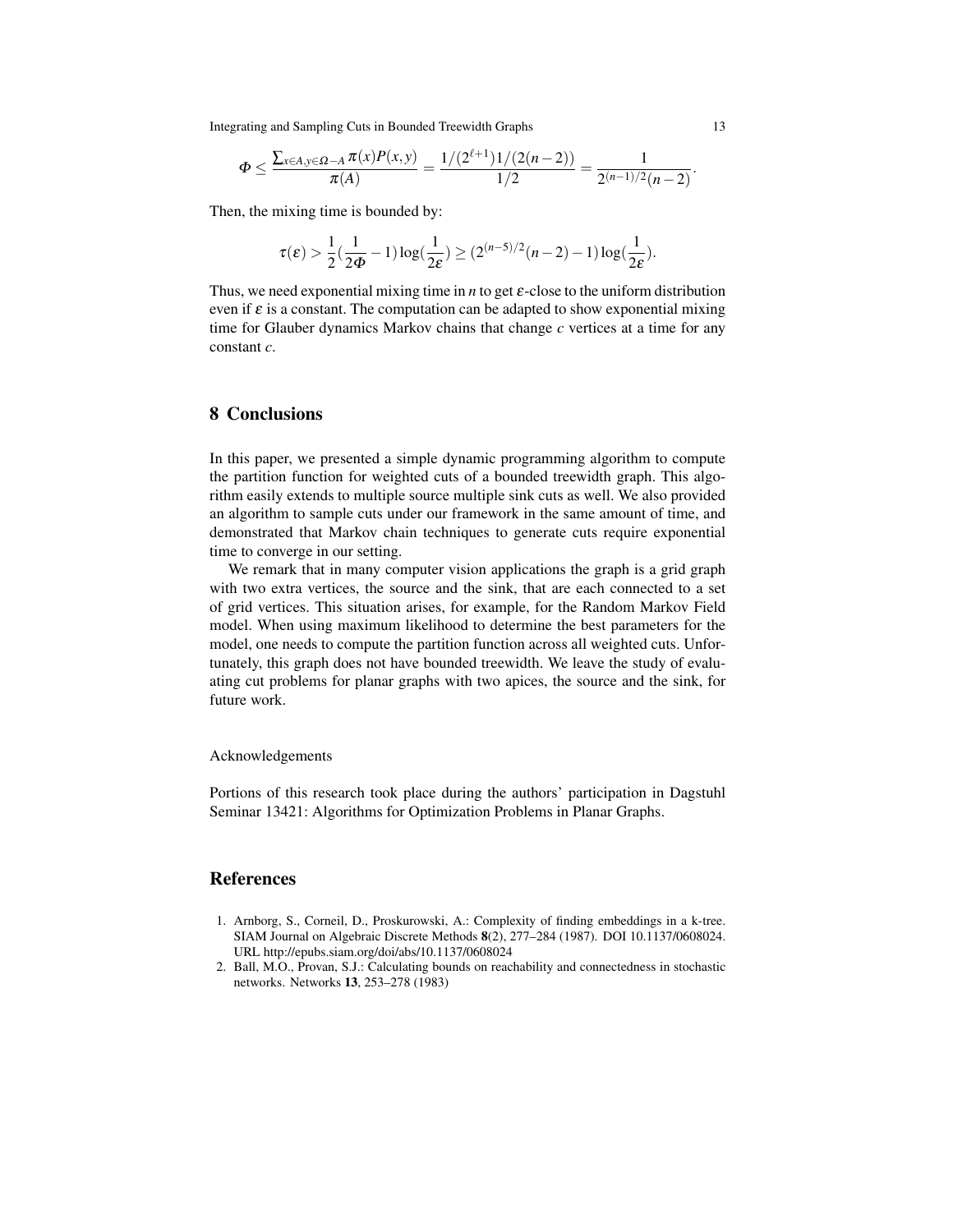$$\Phi \le \frac{\sum_{x\in A, y\in \Omega - A} \pi(x)P(x,y)}{\pi(A)} = \frac{1/(2^{\ell+1})1/(2(n-2))}{1/2} = \frac{1}{2^{(n-1)/2}(n-2)}.$$

Then, the mixing time is bounded by:

$$\tau(\varepsilon) > \frac{1}{2}(\frac{1}{2\Phi} - 1)\log(\frac{1}{2\varepsilon}) \ge (2^{(n-5)/2}(n-2) - 1)\log(\frac{1}{2\varepsilon}).$$

Thus, we need exponential mixing time in $n$ to get $\varepsilon$-close to the uniform distribution even if $\varepsilon$ is a constant. The computation can be adapted to show exponential mixing time for Glauber dynamics Markov chains that change $c$ vertices at a time for any constant $c$.

## 8 Conclusions

In this paper, we presented a simple dynamic programming algorithm to compute the partition function for weighted cuts of a bounded treewidth graph. This algorithm easily extends to multiple source multiple sink cuts as well. We also provided an algorithm to sample cuts under our framework in the same amount of time, and demonstrated that Markov chain techniques to generate cuts require exponential time to converge in our setting.

We remark that in many computer vision applications the graph is a grid graph with two extra vertices, the source and the sink, that are each connected to a set of grid vertices. This situation arises, for example, for the Random Markov Field model. When using maximum likelihood to determine the best parameters for the model, one needs to compute the partition function across all weighted cuts. Unfortunately, this graph does not have bounded treewidth. We leave the study of evaluating cut problems for planar graphs with two apices, the source and the sink, for future work.

Acknowledgements

Portions of this research took place during the authors' participation in Dagstuhl Seminar 13421: Algorithms for Optimization Problems in Planar Graphs.

## References

1. Arnborg, S., Corneil, D., Proskurowski, A.: Complexity of finding embeddings in a k-tree. SIAM Journal on Algebraic Discrete Methods **8**(2), 277–284 (1987). DOI 10.1137/0608024. URL http://epubs.siam.org/doi/abs/10.1137/0608024
2. Ball, M.O., Provan, S.J.: Calculating bounds on reachability and connectedness in stochastic networks. Networks **13**, 253–278 (1983)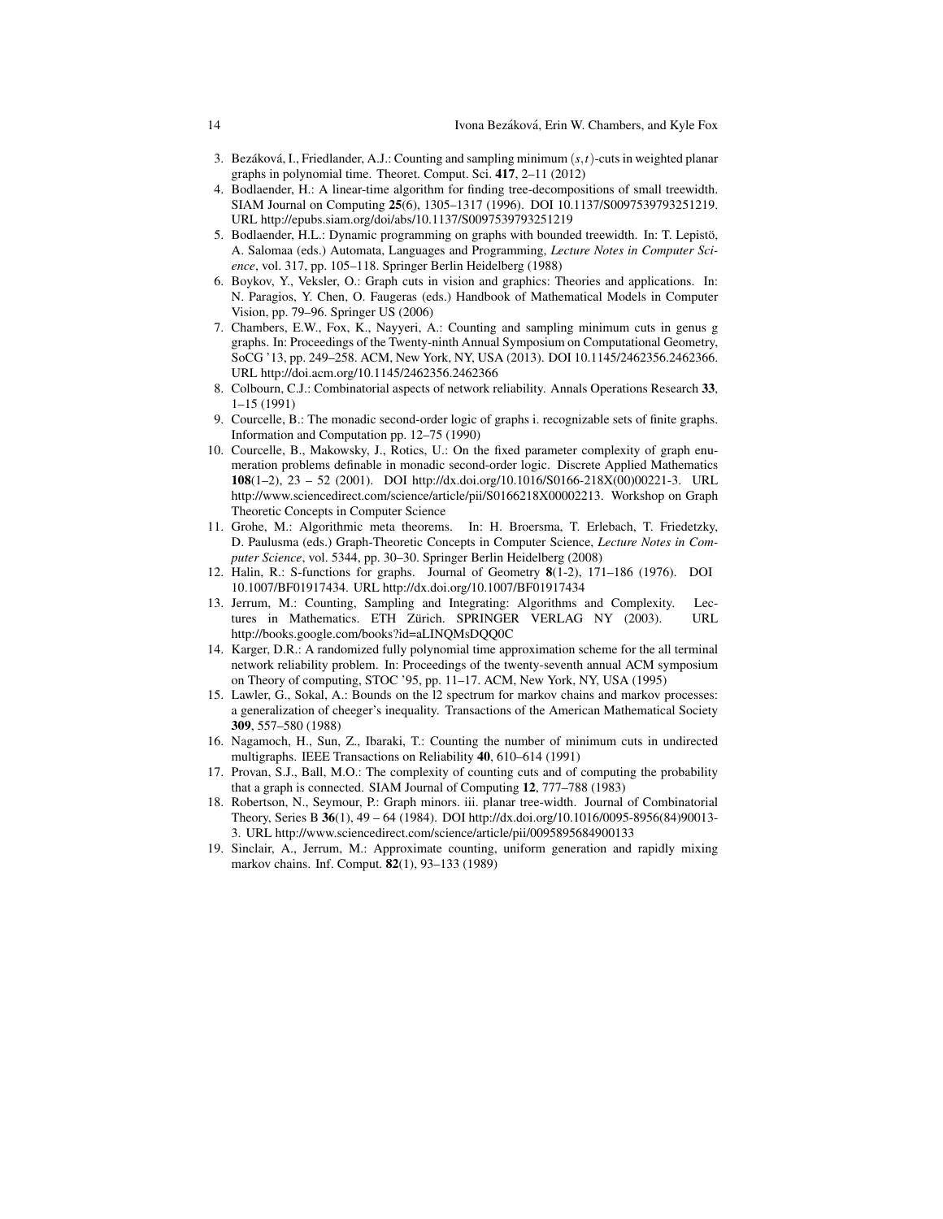3. Bezáková, I., Friedlander, A.J.: Counting and sampling minimum $(s,t)$-cuts in weighted planar graphs in polynomial time. Theoret. Comput. Sci. **417**, 2–11 (2012)
4. Bodlaender, H.: A linear-time algorithm for finding tree-decompositions of small treewidth. SIAM Journal on Computing **25**(6), 1305–1317 (1996). DOI 10.1137/S0097539793251219. URL http://epubs.siam.org/doi/abs/10.1137/S0097539793251219
5. Bodlaender, H.L.: Dynamic programming on graphs with bounded treewidth. In: T. Lepistö, A. Salomaa (eds.) Automata, Languages and Programming, *Lecture Notes in Computer Science*, vol. 317, pp. 105–118. Springer Berlin Heidelberg (1988)
6. Boykov, Y., Veksler, O.: Graph cuts in vision and graphics: Theories and applications. In: N. Paragios, Y. Chen, O. Faugeras (eds.) Handbook of Mathematical Models in Computer Vision, pp. 79–96. Springer US (2006)
7. Chambers, E.W., Fox, K., Nayyeri, A.: Counting and sampling minimum cuts in genus g graphs. In: Proceedings of the Twenty-ninth Annual Symposium on Computational Geometry, SoCG '13, pp. 249–258. ACM, New York, NY, USA (2013). DOI 10.1145/2462356.2462366. URL http://doi.acm.org/10.1145/2462356.2462366
8. Colbourn, C.J.: Combinatorial aspects of network reliability. Annals Operations Research **33**, 1–15 (1991)
9. Courcelle, B.: The monadic second-order logic of graphs i. recognizable sets of finite graphs. Information and Computation pp. 12–75 (1990)
10. Courcelle, B., Makowsky, J., Rotics, U.: On the fixed parameter complexity of graph enumeration problems definable in monadic second-order logic. Discrete Applied Mathematics **108**(1–2), 23 – 52 (2001). DOI http://dx.doi.org/10.1016/S0166-218X(00)00221-3. URL http://www.sciencedirect.com/science/article/pii/S0166218X00002213. Workshop on Graph Theoretic Concepts in Computer Science
11. Grohe, M.: Algorithmic meta theorems. In: H. Broersma, T. Erlebach, T. Friedetzky, D. Paulusma (eds.) Graph-Theoretic Concepts in Computer Science, *Lecture Notes in Computer Science*, vol. 5344, pp. 30–30. Springer Berlin Heidelberg (2008)
12. Halin, R.: S-functions for graphs. Journal of Geometry **8**(1-2), 171–186 (1976). DOI 10.1007/BF01917434. URL http://dx.doi.org/10.1007/BF01917434
13. Jerrum, M.: Counting, Sampling and Integrating: Algorithms and Complexity. Lectures in Mathematics. ETH Zürich. SPRINGER VERLAG NY (2003). URL http://books.google.com/books?id=aLINQMsDQQ0C
14. Karger, D.R.: A randomized fully polynomial time approximation scheme for the all terminal network reliability problem. In: Proceedings of the twenty-seventh annual ACM symposium on Theory of computing, STOC '95, pp. 11–17. ACM, New York, NY, USA (1995)
15. Lawler, G., Sokal, A.: Bounds on the l2 spectrum for markov chains and markov processes: a generalization of cheeger's inequality. Transactions of the American Mathematical Society **309**, 557–580 (1988)
16. Nagamoch, H., Sun, Z., Ibaraki, T.: Counting the number of minimum cuts in undirected multigraphs. IEEE Transactions on Reliability **40**, 610–614 (1991)
17. Provan, S.J., Ball, M.O.: The complexity of counting cuts and of computing the probability that a graph is connected. SIAM Journal of Computing **12**, 777–788 (1983)
18. Robertson, N., Seymour, P.: Graph minors. iii. planar tree-width. Journal of Combinatorial Theory, Series B **36**(1), 49 – 64 (1984). DOI http://dx.doi.org/10.1016/0095-8956(84)90013-3. URL http://www.sciencedirect.com/science/article/pii/0095895684900133
19. Sinclair, A., Jerrum, M.: Approximate counting, uniform generation and rapidly mixing markov chains. Inf. Comput. **82**(1), 93–133 (1989)